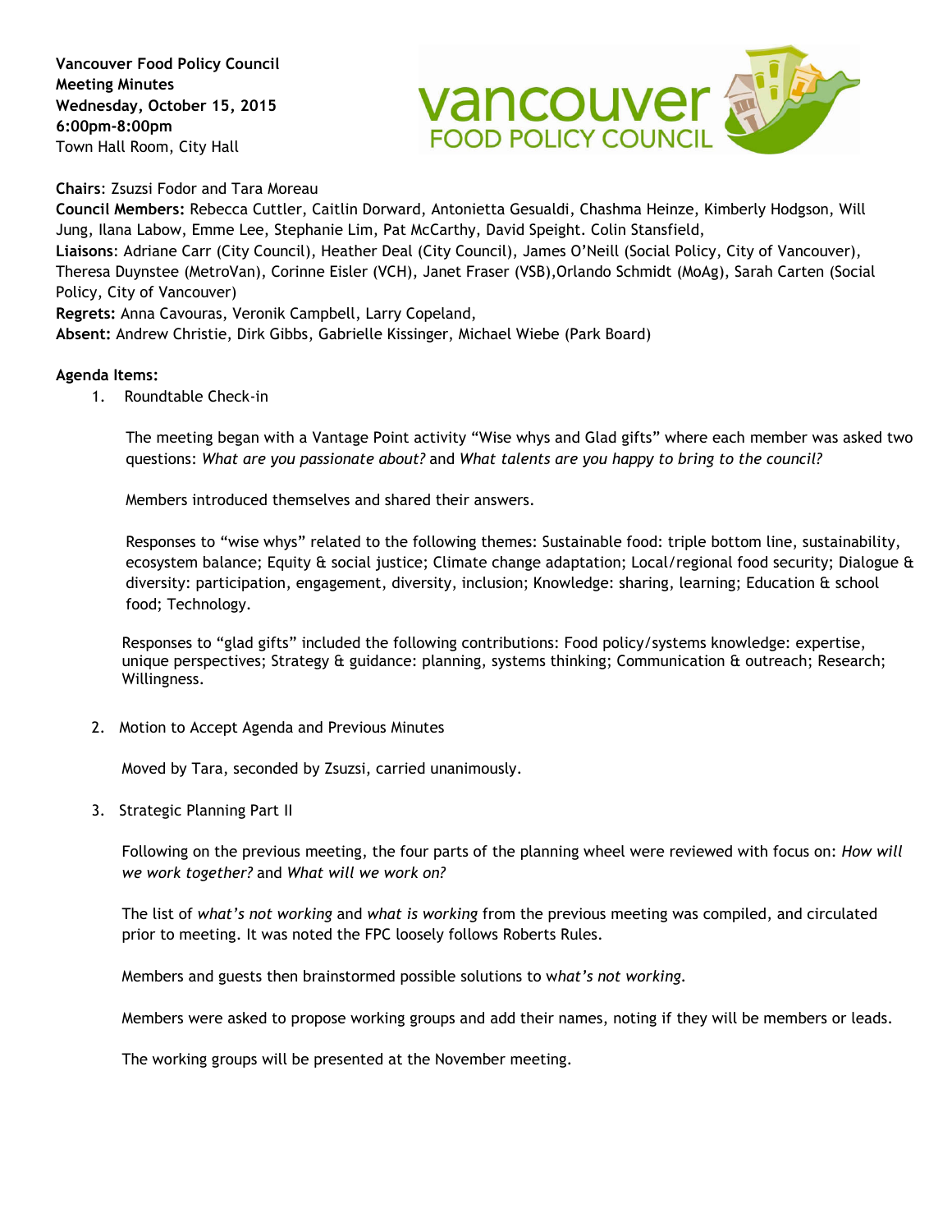**Vancouver Food Policy Council**
**Meeting Minutes**
**Wednesday, October 15, 2015**
**6:00pm-8:00pm**
Town Hall Room, City Hall

**Chairs**: Zsuzsi Fodor and Tara Moreau
**Council Members:** Rebecca Cuttler, Caitlin Dorward, Antonietta Gesualdi, Chashma Heinze, Kimberly Hodgson, Will Jung, Ilana Labow, Emme Lee, Stephanie Lim, Pat McCarthy, David Speight. Colin Stansfield,
**Liaisons**: Adriane Carr (City Council), Heather Deal (City Council), James O'Neill (Social Policy, City of Vancouver), Theresa Duynstee (MetroVan), Corinne Eisler (VCH), Janet Fraser (VSB),Orlando Schmidt (MoAg), Sarah Carten (Social Policy, City of Vancouver)
**Regrets:** Anna Cavouras, Veronik Campbell, Larry Copeland,
**Absent:** Andrew Christie, Dirk Gibbs, Gabrielle Kissinger, Michael Wiebe (Park Board)

**Agenda Items:**

1. Roundtable Check-in

   The meeting began with a Vantage Point activity "Wise whys and Glad gifts" where each member was asked two questions: *What are you passionate about?* and *What talents are you happy to bring to the council?*

   Members introduced themselves and shared their answers.

   Responses to "wise whys" related to the following themes: Sustainable food: triple bottom line, sustainability, ecosystem balance; Equity & social justice; Climate change adaptation; Local/regional food security; Dialogue & diversity: participation, engagement, diversity, inclusion; Knowledge: sharing, learning; Education & school food; Technology.

   Responses to "glad gifts" included the following contributions: Food policy/systems knowledge: expertise, unique perspectives; Strategy & guidance: planning, systems thinking; Communication & outreach; Research; Willingness.

2. Motion to Accept Agenda and Previous Minutes

   Moved by Tara, seconded by Zsuzsi, carried unanimously.

3. Strategic Planning Part II

   Following on the previous meeting, the four parts of the planning wheel were reviewed with focus on: *How will we work together?* and *What will we work on?*

   The list of *what's not working* and *what is working* from the previous meeting was compiled, and circulated prior to meeting. It was noted the FPC loosely follows Roberts Rules.

   Members and guests then brainstormed possible solutions to w*hat's not working.*

   Members were asked to propose working groups and add their names, noting if they will be members or leads.

   The working groups will be presented at the November meeting.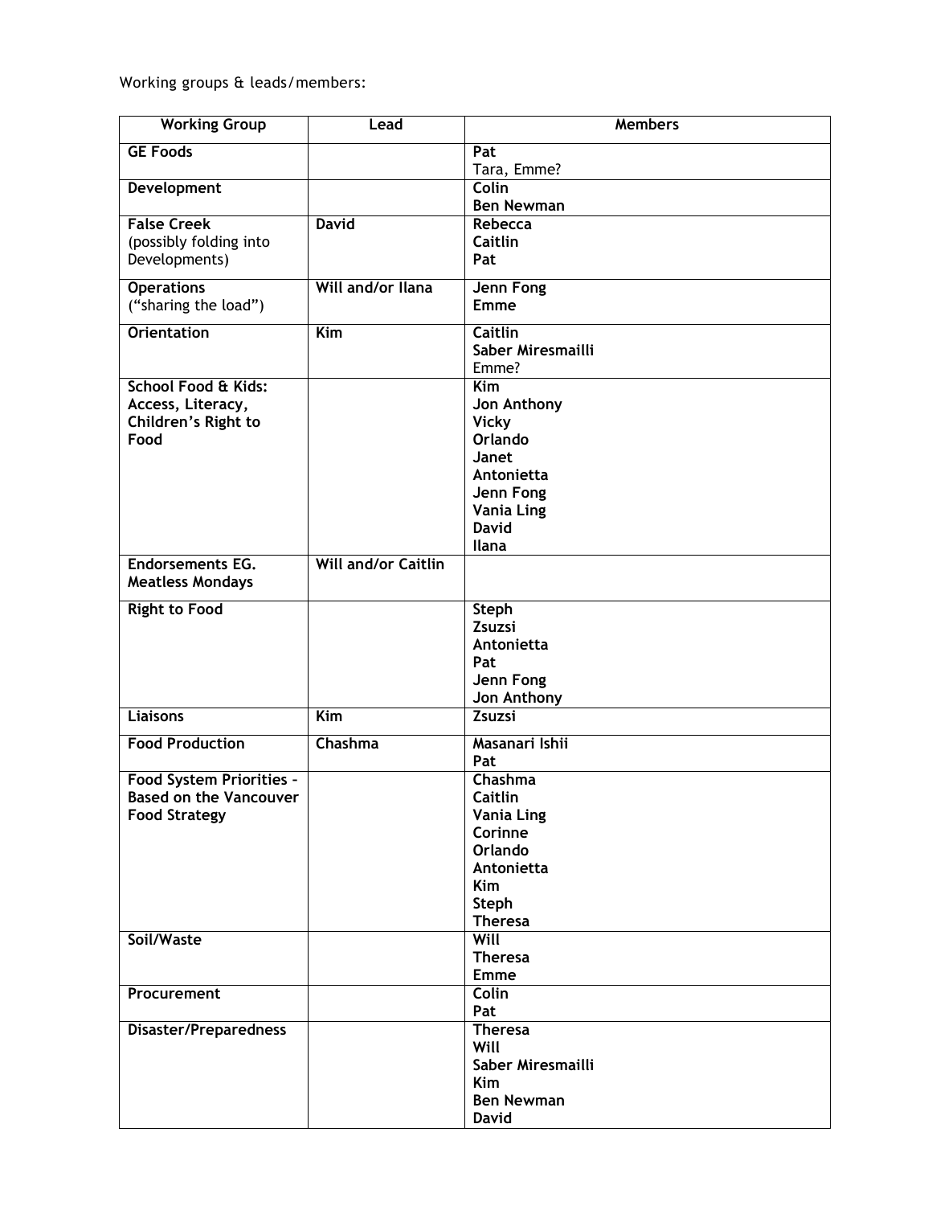Working groups & leads/members:

| Working Group | Lead | Members |
|---|---|---|
| **GE Foods** | | **Pat**<br>Tara, Emme? |
| **Development** | | **Colin**<br>**Ben Newman** |
| **False Creek**<br>(possibly folding into Developments) | **David** | **Rebecca**<br>**Caitlin**<br>**Pat** |
| **Operations**<br>("sharing the load") | **Will and/or Ilana** | **Jenn Fong**<br>**Emme** |
| **Orientation** | **Kim** | **Caitlin**<br>**Saber Miresmailli**<br>Emme? |
| **School Food & Kids: Access, Literacy, Children's Right to Food** | | **Kim**<br>**Jon Anthony**<br>**Vicky**<br>**Orlando**<br>**Janet**<br>**Antonietta**<br>**Jenn Fong**<br>**Vania Ling**<br>**David**<br>**Ilana** |
| **Endorsements EG. Meatless Mondays** | **Will and/or Caitlin** | |
| **Right to Food** | | **Steph**<br>**Zsuzsi**<br>**Antonietta**<br>**Pat**<br>**Jenn Fong**<br>**Jon Anthony** |
| **Liaisons** | **Kim** | **Zsuzsi** |
| **Food Production** | **Chashma** | **Masanari Ishii**<br>**Pat** |
| **Food System Priorities – Based on the Vancouver Food Strategy** | | **Chashma**<br>**Caitlin**<br>**Vania Ling**<br>**Corinne**<br>**Orlando**<br>**Antonietta**<br>**Kim**<br>**Steph**<br>**Theresa** |
| **Soil/Waste** | | **Will**<br>**Theresa**<br>**Emme** |
| **Procurement** | | **Colin**<br>**Pat** |
| **Disaster/Preparedness** | | **Theresa**<br>**Will**<br>**Saber Miresmailli**<br>**Kim**<br>**Ben Newman**<br>**David** |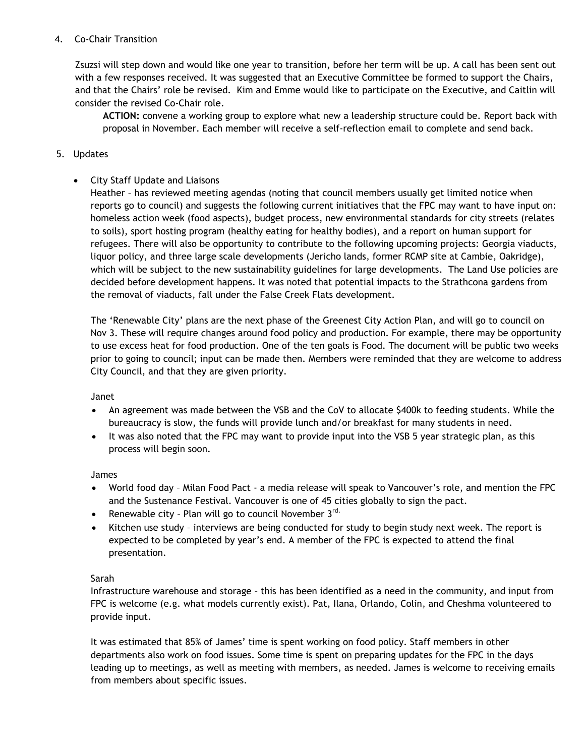4. Co-Chair Transition

Zsuzsi will step down and would like one year to transition, before her term will be up. A call has been sent out with a few responses received. It was suggested that an Executive Committee be formed to support the Chairs, and that the Chairs' role be revised. Kim and Emme would like to participate on the Executive, and Caitlin will consider the revised Co-Chair role.

> **ACTION:** convene a working group to explore what new a leadership structure could be. Report back with proposal in November. Each member will receive a self-reflection email to complete and send back.

5. Updates

- City Staff Update and Liaisons

  Heather – has reviewed meeting agendas (noting that council members usually get limited notice when reports go to council) and suggests the following current initiatives that the FPC may want to have input on: homeless action week (food aspects), budget process, new environmental standards for city streets (relates to soils), sport hosting program (healthy eating for healthy bodies), and a report on human support for refugees. There will also be opportunity to contribute to the following upcoming projects: Georgia viaducts, liquor policy, and three large scale developments (Jericho lands, former RCMP site at Cambie, Oakridge), which will be subject to the new sustainability guidelines for large developments. The Land Use policies are decided before development happens. It was noted that potential impacts to the Strathcona gardens from the removal of viaducts, fall under the False Creek Flats development.

  The 'Renewable City' plans are the next phase of the Greenest City Action Plan, and will go to council on Nov 3. These will require changes around food policy and production. For example, there may be opportunity to use excess heat for food production. One of the ten goals is Food. The document will be public two weeks prior to going to council; input can be made then. Members were reminded that they are welcome to address City Council, and that they are given priority.

  Janet

  - An agreement was made between the VSB and the CoV to allocate $400k to feeding students. While the bureaucracy is slow, the funds will provide lunch and/or breakfast for many students in need.
  - It was also noted that the FPC may want to provide input into the VSB 5 year strategic plan, as this process will begin soon.

  James

  - World food day – Milan Food Pact - a media release will speak to Vancouver's role, and mention the FPC and the Sustenance Festival. Vancouver is one of 45 cities globally to sign the pact.
  - Renewable city – Plan will go to council November 3rd.
  - Kitchen use study – interviews are being conducted for study to begin study next week. The report is expected to be completed by year's end. A member of the FPC is expected to attend the final presentation.

  Sarah

  Infrastructure warehouse and storage – this has been identified as a need in the community, and input from FPC is welcome (e.g. what models currently exist). Pat, Ilana, Orlando, Colin, and Cheshma volunteered to provide input.

  It was estimated that 85% of James' time is spent working on food policy. Staff members in other departments also work on food issues. Some time is spent on preparing updates for the FPC in the days leading up to meetings, as well as meeting with members, as needed. James is welcome to receiving emails from members about specific issues.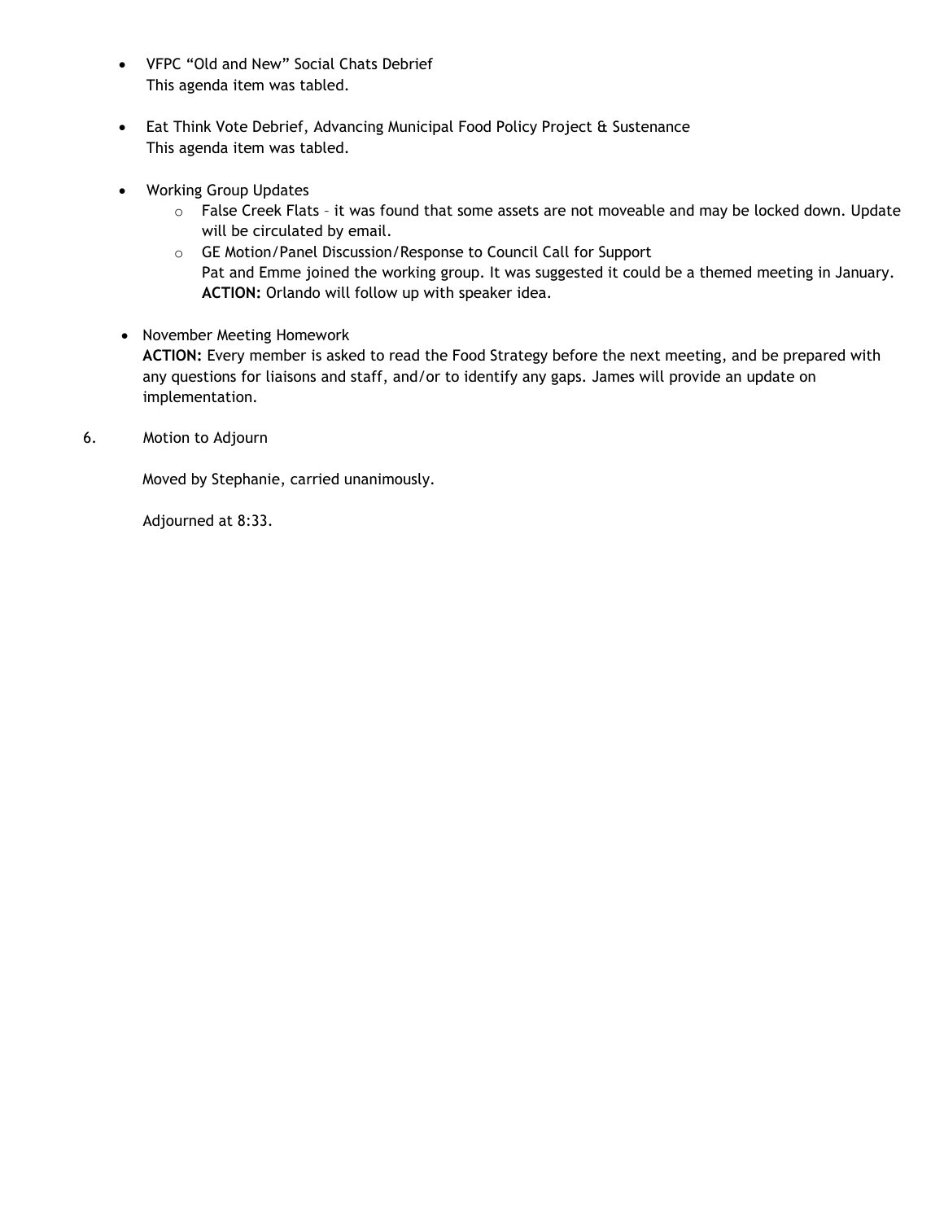- VFPC "Old and New" Social Chats Debrief
  This agenda item was tabled.

- Eat Think Vote Debrief, Advancing Municipal Food Policy Project & Sustenance
  This agenda item was tabled.

- Working Group Updates
  - False Creek Flats – it was found that some assets are not moveable and may be locked down. Update will be circulated by email.
  - GE Motion/Panel Discussion/Response to Council Call for Support
    Pat and Emme joined the working group. It was suggested it could be a themed meeting in January.
    **ACTION:** Orlando will follow up with speaker idea.

- November Meeting Homework
  **ACTION:** Every member is asked to read the Food Strategy before the next meeting, and be prepared with any questions for liaisons and staff, and/or to identify any gaps. James will provide an update on implementation.

6. Motion to Adjourn

   Moved by Stephanie, carried unanimously.

   Adjourned at 8:33.